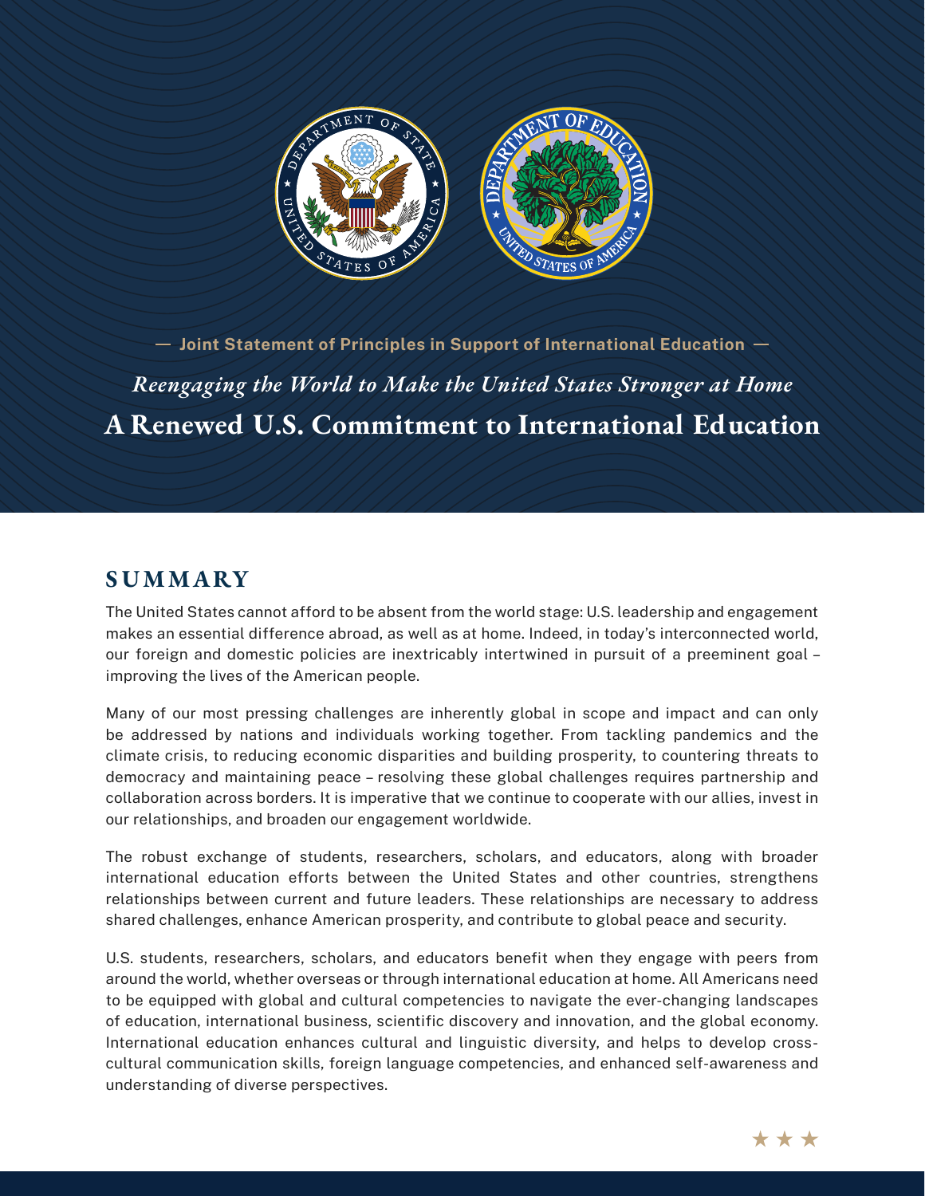— Joint Statement of Principles in Support of International Education —

*Reengaging the World to Make the United States Stronger at Home*

# A Renewed U.S. Commitment to International Education

## SUMMARY

The United States cannot afford to be absent from the world stage: U.S. leadership and engagement makes an essential difference abroad, as well as at home. Indeed, in today's interconnected world, our foreign and domestic policies are inextricably intertwined in pursuit of a preeminent goal – improving the lives of the American people.

Many of our most pressing challenges are inherently global in scope and impact and can only be addressed by nations and individuals working together. From tackling pandemics and the climate crisis, to reducing economic disparities and building prosperity, to countering threats to democracy and maintaining peace – resolving these global challenges requires partnership and collaboration across borders. It is imperative that we continue to cooperate with our allies, invest in our relationships, and broaden our engagement worldwide.

The robust exchange of students, researchers, scholars, and educators, along with broader international education efforts between the United States and other countries, strengthens relationships between current and future leaders. These relationships are necessary to address shared challenges, enhance American prosperity, and contribute to global peace and security.

U.S. students, researchers, scholars, and educators benefit when they engage with peers from around the world, whether overseas or through international education at home. All Americans need to be equipped with global and cultural competencies to navigate the ever-changing landscapes of education, international business, scientific discovery and innovation, and the global economy. International education enhances cultural and linguistic diversity, and helps to develop cross-cultural communication skills, foreign language competencies, and enhanced self-awareness and understanding of diverse perspectives.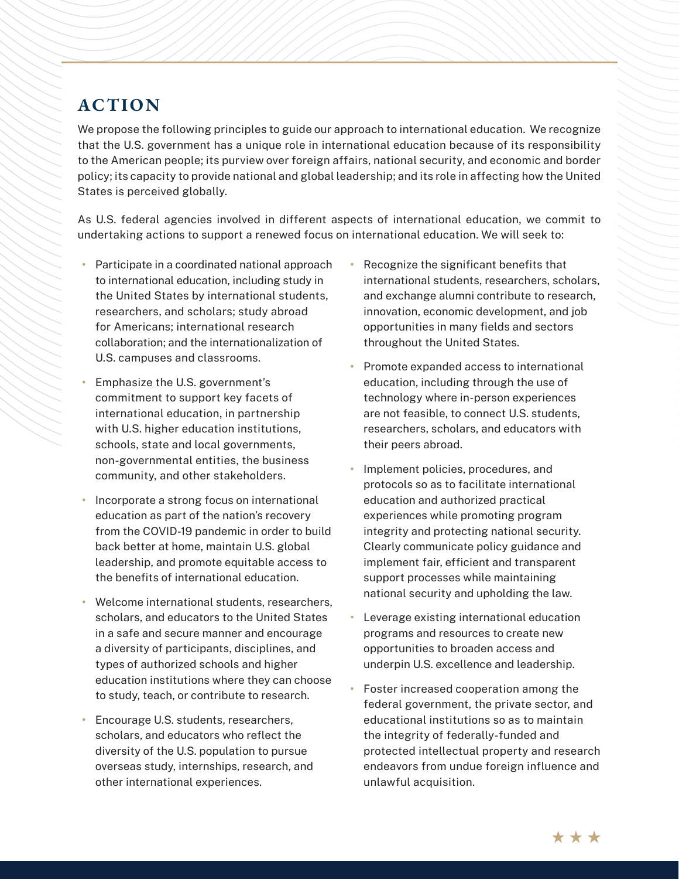## ACTION

We propose the following principles to guide our approach to international education. We recognize that the U.S. government has a unique role in international education because of its responsibility to the American people; its purview over foreign affairs, national security, and economic and border policy; its capacity to provide national and global leadership; and its role in affecting how the United States is perceived globally.

As U.S. federal agencies involved in different aspects of international education, we commit to undertaking actions to support a renewed focus on international education. We will seek to:

- Participate in a coordinated national approach to international education, including study in the United States by international students, researchers, and scholars; study abroad for Americans; international research collaboration; and the internationalization of U.S. campuses and classrooms.
- Emphasize the U.S. government's commitment to support key facets of international education, in partnership with U.S. higher education institutions, schools, state and local governments, non-governmental entities, the business community, and other stakeholders.
- Incorporate a strong focus on international education as part of the nation's recovery from the COVID-19 pandemic in order to build back better at home, maintain U.S. global leadership, and promote equitable access to the benefits of international education.
- Welcome international students, researchers, scholars, and educators to the United States in a safe and secure manner and encourage a diversity of participants, disciplines, and types of authorized schools and higher education institutions where they can choose to study, teach, or contribute to research.
- Encourage U.S. students, researchers, scholars, and educators who reflect the diversity of the U.S. population to pursue overseas study, internships, research, and other international experiences.
- Recognize the significant benefits that international students, researchers, scholars, and exchange alumni contribute to research, innovation, economic development, and job opportunities in many fields and sectors throughout the United States.
- Promote expanded access to international education, including through the use of technology where in-person experiences are not feasible, to connect U.S. students, researchers, scholars, and educators with their peers abroad.
- Implement policies, procedures, and protocols so as to facilitate international education and authorized practical experiences while promoting program integrity and protecting national security. Clearly communicate policy guidance and implement fair, efficient and transparent support processes while maintaining national security and upholding the law.
- Leverage existing international education programs and resources to create new opportunities to broaden access and underpin U.S. excellence and leadership.
- Foster increased cooperation among the federal government, the private sector, and educational institutions so as to maintain the integrity of federally-funded and protected intellectual property and research endeavors from undue foreign influence and unlawful acquisition.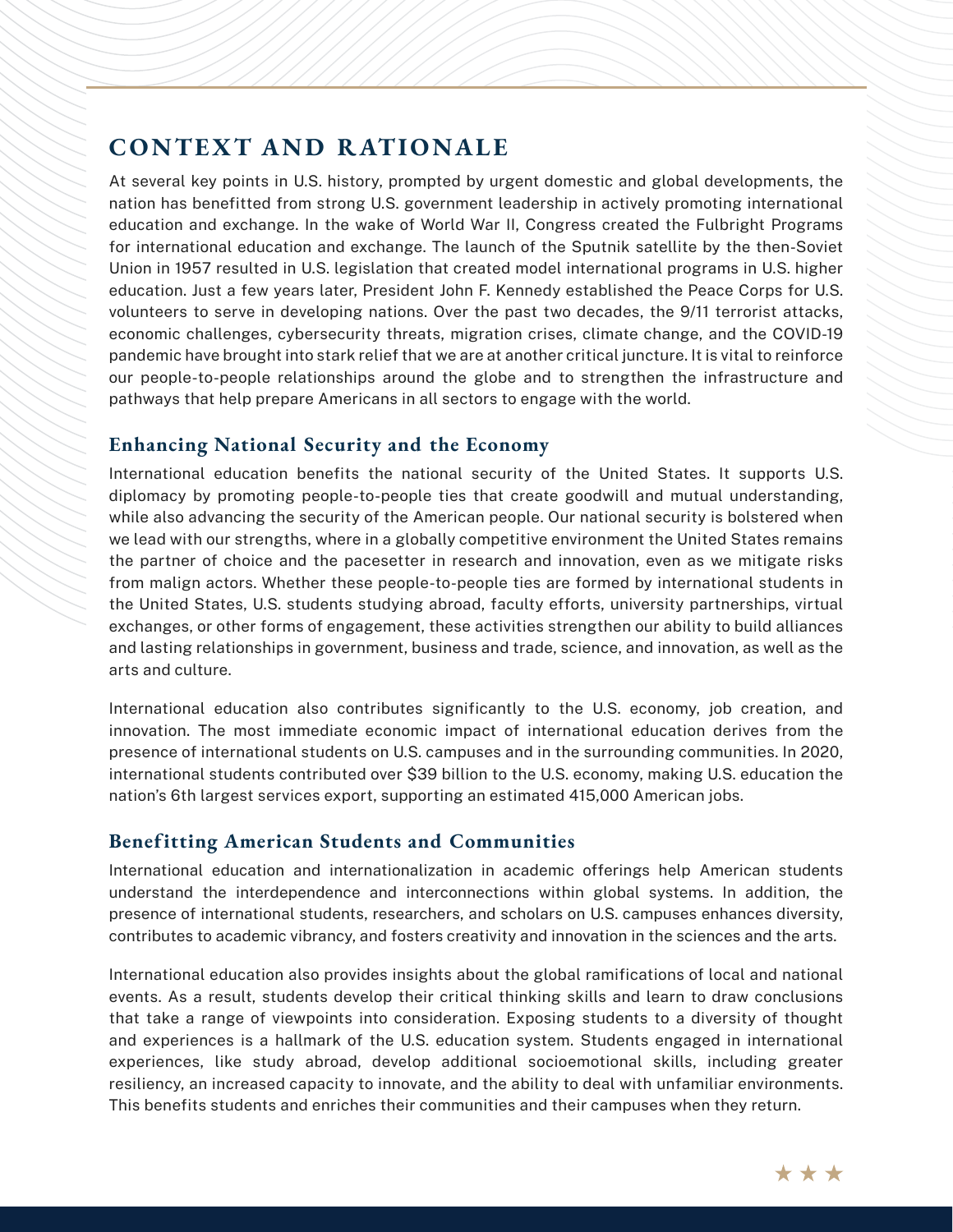# CONTEXT AND RATIONALE

At several key points in U.S. history, prompted by urgent domestic and global developments, the nation has benefitted from strong U.S. government leadership in actively promoting international education and exchange. In the wake of World War II, Congress created the Fulbright Programs for international education and exchange. The launch of the Sputnik satellite by the then-Soviet Union in 1957 resulted in U.S. legislation that created model international programs in U.S. higher education. Just a few years later, President John F. Kennedy established the Peace Corps for U.S. volunteers to serve in developing nations. Over the past two decades, the 9/11 terrorist attacks, economic challenges, cybersecurity threats, migration crises, climate change, and the COVID-19 pandemic have brought into stark relief that we are at another critical juncture. It is vital to reinforce our people-to-people relationships around the globe and to strengthen the infrastructure and pathways that help prepare Americans in all sectors to engage with the world.

## Enhancing National Security and the Economy

International education benefits the national security of the United States. It supports U.S. diplomacy by promoting people-to-people ties that create goodwill and mutual understanding, while also advancing the security of the American people. Our national security is bolstered when we lead with our strengths, where in a globally competitive environment the United States remains the partner of choice and the pacesetter in research and innovation, even as we mitigate risks from malign actors. Whether these people-to-people ties are formed by international students in the United States, U.S. students studying abroad, faculty efforts, university partnerships, virtual exchanges, or other forms of engagement, these activities strengthen our ability to build alliances and lasting relationships in government, business and trade, science, and innovation, as well as the arts and culture.

International education also contributes significantly to the U.S. economy, job creation, and innovation. The most immediate economic impact of international education derives from the presence of international students on U.S. campuses and in the surrounding communities. In 2020, international students contributed over $39 billion to the U.S. economy, making U.S. education the nation's 6th largest services export, supporting an estimated 415,000 American jobs.

## Benefitting American Students and Communities

International education and internationalization in academic offerings help American students understand the interdependence and interconnections within global systems. In addition, the presence of international students, researchers, and scholars on U.S. campuses enhances diversity, contributes to academic vibrancy, and fosters creativity and innovation in the sciences and the arts.

International education also provides insights about the global ramifications of local and national events. As a result, students develop their critical thinking skills and learn to draw conclusions that take a range of viewpoints into consideration. Exposing students to a diversity of thought and experiences is a hallmark of the U.S. education system. Students engaged in international experiences, like study abroad, develop additional socioemotional skills, including greater resiliency, an increased capacity to innovate, and the ability to deal with unfamiliar environments. This benefits students and enriches their communities and their campuses when they return.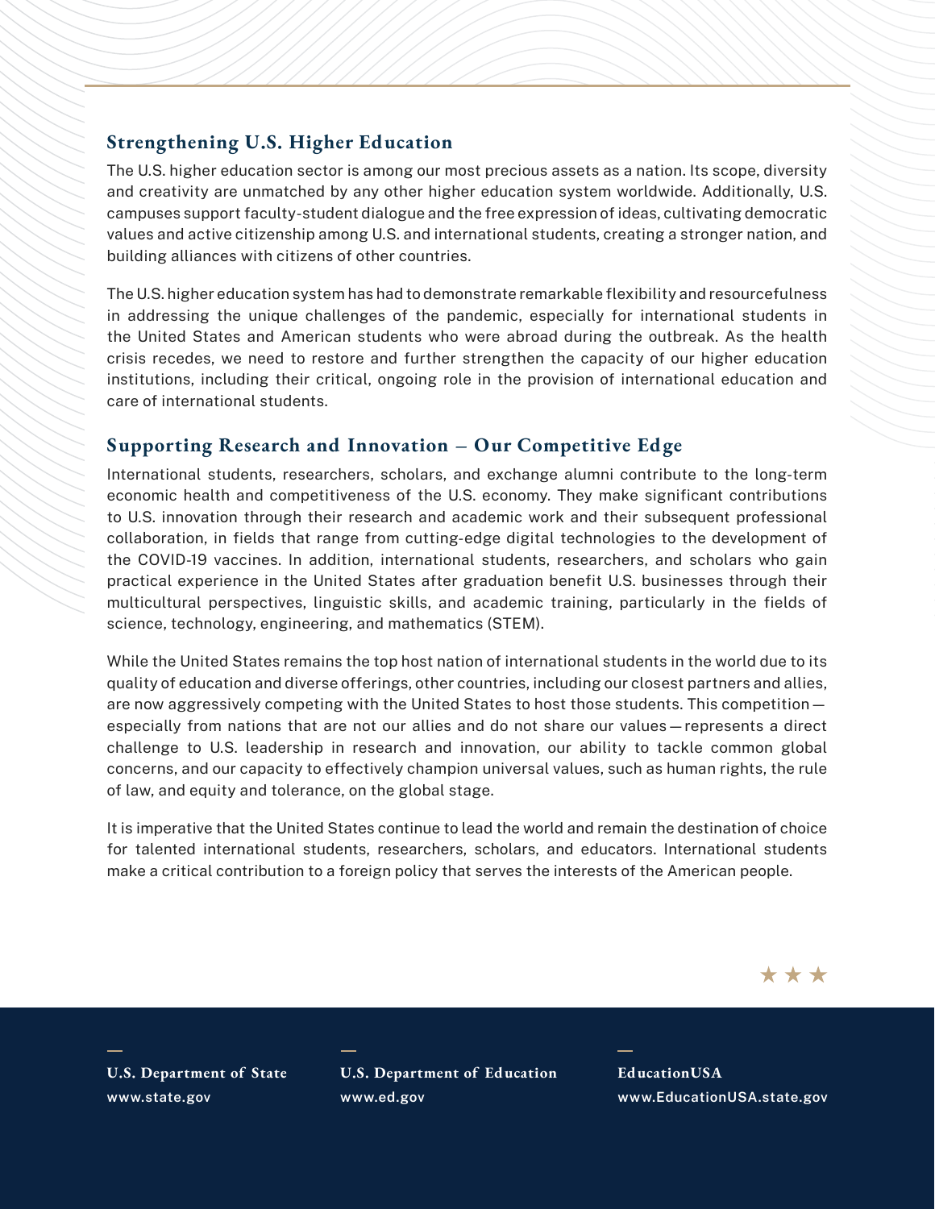## Strengthening U.S. Higher Education

The U.S. higher education sector is among our most precious assets as a nation. Its scope, diversity and creativity are unmatched by any other higher education system worldwide. Additionally, U.S. campuses support faculty-student dialogue and the free expression of ideas, cultivating democratic values and active citizenship among U.S. and international students, creating a stronger nation, and building alliances with citizens of other countries.

The U.S. higher education system has had to demonstrate remarkable flexibility and resourcefulness in addressing the unique challenges of the pandemic, especially for international students in the United States and American students who were abroad during the outbreak. As the health crisis recedes, we need to restore and further strengthen the capacity of our higher education institutions, including their critical, ongoing role in the provision of international education and care of international students.

## Supporting Research and Innovation – Our Competitive Edge

International students, researchers, scholars, and exchange alumni contribute to the long-term economic health and competitiveness of the U.S. economy. They make significant contributions to U.S. innovation through their research and academic work and their subsequent professional collaboration, in fields that range from cutting-edge digital technologies to the development of the COVID-19 vaccines. In addition, international students, researchers, and scholars who gain practical experience in the United States after graduation benefit U.S. businesses through their multicultural perspectives, linguistic skills, and academic training, particularly in the fields of science, technology, engineering, and mathematics (STEM).

While the United States remains the top host nation of international students in the world due to its quality of education and diverse offerings, other countries, including our closest partners and allies, are now aggressively competing with the United States to host those students. This competition — especially from nations that are not our allies and do not share our values — represents a direct challenge to U.S. leadership in research and innovation, our ability to tackle common global concerns, and our capacity to effectively champion universal values, such as human rights, the rule of law, and equity and tolerance, on the global stage.

It is imperative that the United States continue to lead the world and remain the destination of choice for talented international students, researchers, scholars, and educators. International students make a critical contribution to a foreign policy that serves the interests of the American people.

★ ★ ★

**U.S. Department of State**
www.state.gov

**U.S. Department of Education**
www.ed.gov

**EducationUSA**
www.EducationUSA.state.gov